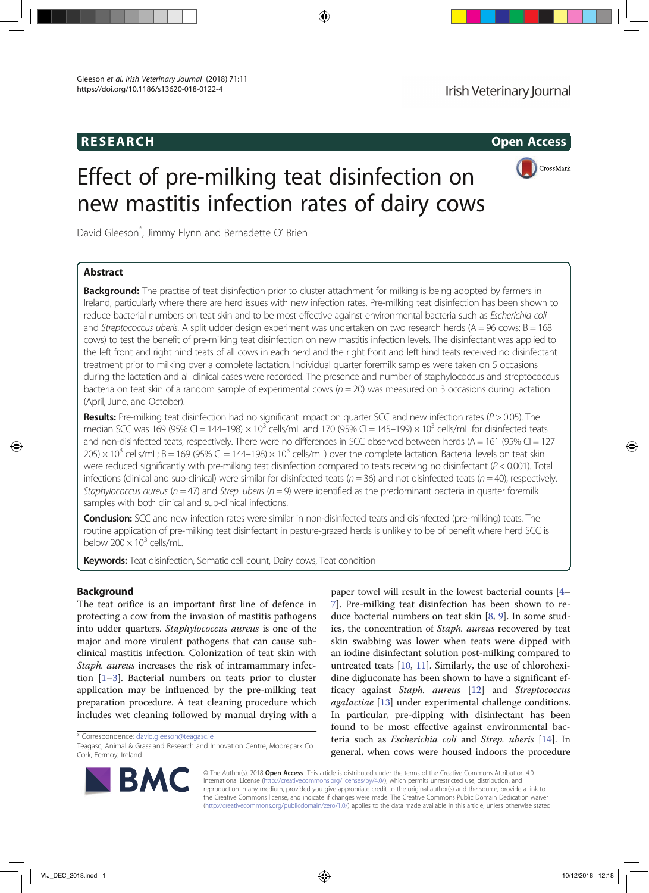RESEARCH | Open Access

# Effect of pre-milking teat disinfection on new mastitis infection rates of dairy cows

David Gleeson*, Jimmy Flynn and Bernadette O' Brien

## Abstract

**Background:** The practise of teat disinfection prior to cluster attachment for milking is being adopted by farmers in Ireland, particularly where there are herd issues with new infection rates. Pre-milking teat disinfection has been shown to reduce bacterial numbers on teat skin and to be most effective against environmental bacteria such as *Escherichia coli* and *Streptococcus uberis*. A split udder design experiment was undertaken on two research herds (A = 96 cows: B = 168 cows) to test the benefit of pre-milking teat disinfection on new mastitis infection levels. The disinfectant was applied to the left front and right hind teats of all cows in each herd and the right front and left hind teats received no disinfectant treatment prior to milking over a complete lactation. Individual quarter foremilk samples were taken on 5 occasions during the lactation and all clinical cases were recorded. The presence and number of staphylococcus and streptococcus bacteria on teat skin of a random sample of experimental cows ($n = 20$) was measured on 3 occasions during lactation (April, June, and October).

**Results:** Pre-milking teat disinfection had no significant impact on quarter SCC and new infection rates ($P > 0.05$). The median SCC was 169 (95% CI = 144–198) $\times 10^3$ cells/mL and 170 (95% CI = 145–199) $\times 10^3$ cells/mL for disinfected teats and non-disinfected teats, respectively. There were no differences in SCC observed between herds (A = 161 (95% CI = 127–205) $\times 10^3$ cells/mL; B = 169 (95% CI = 144–198) $\times 10^3$ cells/mL) over the complete lactation. Bacterial levels on teat skin were reduced significantly with pre-milking teat disinfection compared to teats receiving no disinfectant ($P < 0.001$). Total infections (clinical and sub-clinical) were similar for disinfected teats ($n = 36$) and not disinfected teats ($n = 40$), respectively. *Staphylococcus aureus* ($n = 47$) and *Strep. uberis* ($n = 9$) were identified as the predominant bacteria in quarter foremilk samples with both clinical and sub-clinical infections.

**Conclusion:** SCC and new infection rates were similar in non-disinfected teats and disinfected (pre-milking) teats. The routine application of pre-milking teat disinfectant in pasture-grazed herds is unlikely to be of benefit where herd SCC is below $200 \times 10^3$ cells/mL.

**Keywords:** Teat disinfection, Somatic cell count, Dairy cows, Teat condition

## Background

The teat orifice is an important first line of defence in protecting a cow from the invasion of mastitis pathogens into udder quarters. *Staphylococcus aureus* is one of the major and more virulent pathogens that can cause sub-clinical mastitis infection. Colonization of teat skin with *Staph. aureus* increases the risk of intramammary infection [1–3]. Bacterial numbers on teats prior to cluster application may be influenced by the pre-milking teat preparation procedure. A teat cleaning procedure which includes wet cleaning followed by manual drying with a paper towel will result in the lowest bacterial counts [4–7]. Pre-milking teat disinfection has been shown to reduce bacterial numbers on teat skin [8, 9]. In some studies, the concentration of *Staph. aureus* recovered by teat skin swabbing was lower when teats were dipped with an iodine disinfectant solution post-milking compared to untreated teats [10, 11]. Similarly, the use of chlorohexidine digluconate has been shown to have a significant efficacy against *Staph. aureus* [12] and *Streptococcus agalactiae* [13] under experimental challenge conditions. In particular, pre-dipping with disinfectant has been found to be most effective against environmental bacteria such as *Escherichia coli* and *Strep. uberis* [14]. In general, when cows were housed indoors the procedure

\* Correspondence: david.gleeson@teagasc.ie
Teagasc, Animal & Grassland Research and Innovation Centre, Moorepark Co Cork, Fermoy, Ireland

© The Author(s). 2018 **Open Access** This article is distributed under the terms of the Creative Commons Attribution 4.0 International License (http://creativecommons.org/licenses/by/4.0/), which permits unrestricted use, distribution, and reproduction in any medium, provided you give appropriate credit to the original author(s) and the source, provide a link to the Creative Commons license, and indicate if changes were made. The Creative Commons Public Domain Dedication waiver (http://creativecommons.org/publicdomain/zero/1.0/) applies to the data made available in this article, unless otherwise stated.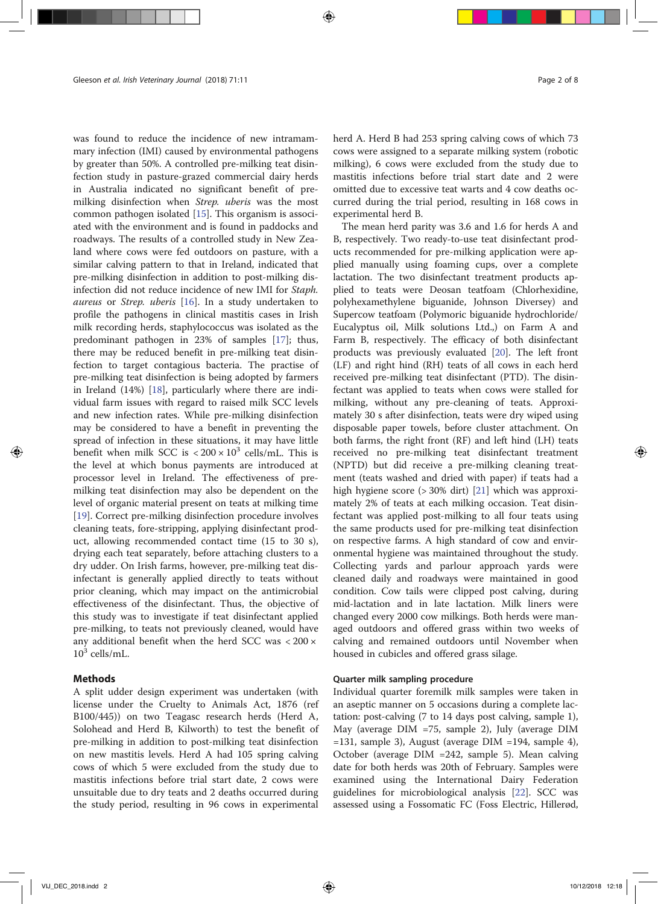was found to reduce the incidence of new intramammary infection (IMI) caused by environmental pathogens by greater than 50%. A controlled pre-milking teat disinfection study in pasture-grazed commercial dairy herds in Australia indicated no significant benefit of pre-milking disinfection when *Strep. uberis* was the most common pathogen isolated [15]. This organism is associated with the environment and is found in paddocks and roadways. The results of a controlled study in New Zealand where cows were fed outdoors on pasture, with a similar calving pattern to that in Ireland, indicated that pre-milking disinfection in addition to post-milking disinfection did not reduce incidence of new IMI for *Staph. aureus* or *Strep. uberis* [16]. In a study undertaken to profile the pathogens in clinical mastitis cases in Irish milk recording herds, staphylococcus was isolated as the predominant pathogen in 23% of samples [17]; thus, there may be reduced benefit in pre-milking teat disinfection to target contagious bacteria. The practise of pre-milking teat disinfection is being adopted by farmers in Ireland (14%) [18], particularly where there are individual farm issues with regard to raised milk SCC levels and new infection rates. While pre-milking disinfection may be considered to have a benefit in preventing the spread of infection in these situations, it may have little benefit when milk SCC is $< 200 \times 10^3$ cells/mL. This is the level at which bonus payments are introduced at processor level in Ireland. The effectiveness of pre-milking teat disinfection may also be dependent on the level of organic material present on teats at milking time [19]. Correct pre-milking disinfection procedure involves cleaning teats, fore-stripping, applying disinfectant product, allowing recommended contact time (15 to 30 s), drying each teat separately, before attaching clusters to a dry udder. On Irish farms, however, pre-milking teat disinfectant is generally applied directly to teats without prior cleaning, which may impact on the antimicrobial effectiveness of the disinfectant. Thus, the objective of this study was to investigate if teat disinfectant applied pre-milking, to teats not previously cleaned, would have any additional benefit when the herd SCC was $< 200 \times 10^3$ cells/mL.

## Methods

A split udder design experiment was undertaken (with license under the Cruelty to Animals Act, 1876 (ref B100/445)) on two Teagasc research herds (Herd A, Solohead and Herd B, Kilworth) to test the benefit of pre-milking in addition to post-milking teat disinfection on new mastitis levels. Herd A had 105 spring calving cows of which 5 were excluded from the study due to mastitis infections before trial start date, 2 cows were unsuitable due to dry teats and 2 deaths occurred during the study period, resulting in 96 cows in experimental herd A. Herd B had 253 spring calving cows of which 73 cows were assigned to a separate milking system (robotic milking), 6 cows were excluded from the study due to mastitis infections before trial start date and 2 were omitted due to excessive teat warts and 4 cow deaths occurred during the trial period, resulting in 168 cows in experimental herd B.

The mean herd parity was 3.6 and 1.6 for herds A and B, respectively. Two ready-to-use teat disinfectant products recommended for pre-milking application were applied manually using foaming cups, over a complete lactation. The two disinfectant treatment products applied to teats were Deosan teatfoam (Chlorhexidine, polyhexamethylene biguanide, Johnson Diversey) and Supercow teatfoam (Polymoric biguanide hydrochloride/ Eucalyptus oil, Milk solutions Ltd.,) on Farm A and Farm B, respectively. The efficacy of both disinfectant products was previously evaluated [20]. The left front (LF) and right hind (RH) teats of all cows in each herd received pre-milking teat disinfectant (PTD). The disinfectant was applied to teats when cows were stalled for milking, without any pre-cleaning of teats. Approximately 30 s after disinfection, teats were dry wiped using disposable paper towels, before cluster attachment. On both farms, the right front (RF) and left hind (LH) teats received no pre-milking teat disinfectant treatment (NPTD) but did receive a pre-milking cleaning treatment (teats washed and dried with paper) if teats had a high hygiene score (> 30% dirt) [21] which was approximately 2% of teats at each milking occasion. Teat disinfectant was applied post-milking to all four teats using the same products used for pre-milking teat disinfection on respective farms. A high standard of cow and environmental hygiene was maintained throughout the study. Collecting yards and parlour approach yards were cleaned daily and roadways were maintained in good condition. Cow tails were clipped post calving, during mid-lactation and in late lactation. Milk liners were changed every 2000 cow milkings. Both herds were managed outdoors and offered grass within two weeks of calving and remained outdoors until November when housed in cubicles and offered grass silage.

### Quarter milk sampling procedure

Individual quarter foremilk milk samples were taken in an aseptic manner on 5 occasions during a complete lactation: post-calving (7 to 14 days post calving, sample 1), May (average DIM =75, sample 2), July (average DIM =131, sample 3), August (average DIM =194, sample 4), October (average DIM =242, sample 5). Mean calving date for both herds was 20th of February. Samples were examined using the International Dairy Federation guidelines for microbiological analysis [22]. SCC was assessed using a Fossomatic FC (Foss Electric, Hillerød,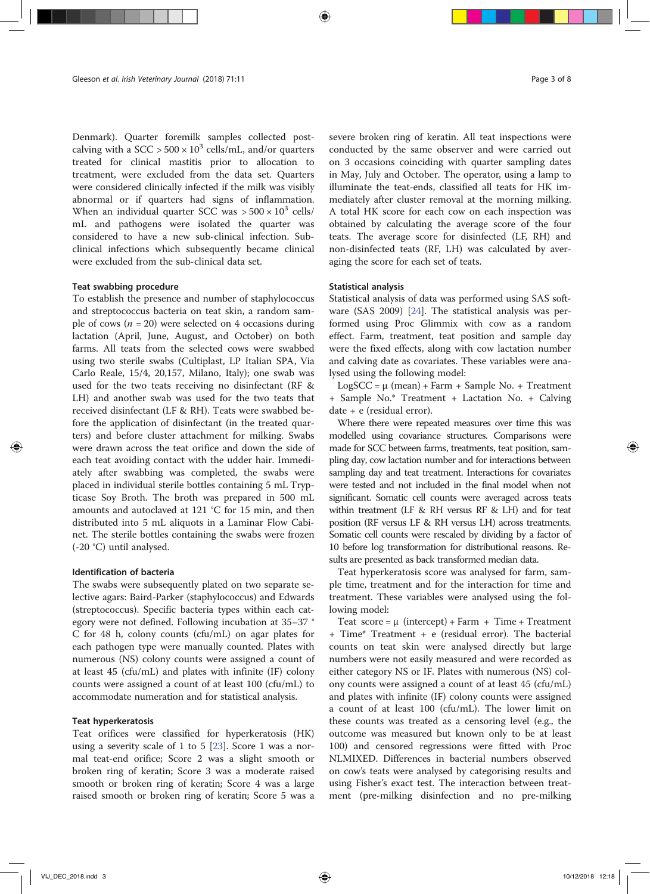Denmark). Quarter foremilk samples collected post-calving with a SCC > 500 × $10^3$ cells/mL, and/or quarters treated for clinical mastitis prior to allocation to treatment, were excluded from the data set. Quarters were considered clinically infected if the milk was visibly abnormal or if quarters had signs of inflammation. When an individual quarter SCC was > 500 × $10^3$ cells/mL and pathogens were isolated the quarter was considered to have a new sub-clinical infection. Sub-clinical infections which subsequently became clinical were excluded from the sub-clinical data set.

### Teat swabbing procedure

To establish the presence and number of staphylococcus and streptococcus bacteria on teat skin, a random sample of cows ($n$ = 20) were selected on 4 occasions during lactation (April, June, August, and October) on both farms. All teats from the selected cows were swabbed using two sterile swabs (Cultiplast, LP Italian SPA, Via Carlo Reale, 15/4, 20,157, Milano, Italy); one swab was used for the two teats receiving no disinfectant (RF & LH) and another swab was used for the two teats that received disinfectant (LF & RH). Teats were swabbed before the application of disinfectant (in the treated quarters) and before cluster attachment for milking. Swabs were drawn across the teat orifice and down the side of each teat avoiding contact with the udder hair. Immediately after swabbing was completed, the swabs were placed in individual sterile bottles containing 5 mL Trypticase Soy Broth. The broth was prepared in 500 mL amounts and autoclaved at 121 °C for 15 min, and then distributed into 5 mL aliquots in a Laminar Flow Cabinet. The sterile bottles containing the swabs were frozen (-20 °C) until analysed.

### Identification of bacteria

The swabs were subsequently plated on two separate selective agars: Baird-Parker (staphylococcus) and Edwards (streptococcus). Specific bacteria types within each category were not defined. Following incubation at 35–37 ° C for 48 h, colony counts (cfu/mL) on agar plates for each pathogen type were manually counted. Plates with numerous (NS) colony counts were assigned a count of at least 45 (cfu/mL) and plates with infinite (IF) colony counts were assigned a count of at least 100 (cfu/mL) to accommodate numeration and for statistical analysis.

### Teat hyperkeratosis

Teat orifices were classified for hyperkeratosis (HK) using a severity scale of 1 to 5 [23]. Score 1 was a normal teat-end orifice; Score 2 was a slight smooth or broken ring of keratin; Score 3 was a moderate raised smooth or broken ring of keratin; Score 4 was a large raised smooth or broken ring of keratin; Score 5 was a severe broken ring of keratin. All teat inspections were conducted by the same observer and were carried out on 3 occasions coinciding with quarter sampling dates in May, July and October. The operator, using a lamp to illuminate the teat-ends, classified all teats for HK immediately after cluster removal at the morning milking. A total HK score for each cow on each inspection was obtained by calculating the average score of the four teats. The average score for disinfected (LF, RH) and non-disinfected teats (RF, LH) was calculated by averaging the score for each set of teats.

### Statistical analysis

Statistical analysis of data was performed using SAS software (SAS 2009) [24]. The statistical analysis was performed using Proc Glimmix with cow as a random effect. Farm, treatment, teat position and sample day were the fixed effects, along with cow lactation number and calving date as covariates. These variables were analysed using the following model:

LogSCC = μ (mean) + Farm + Sample No. + Treatment + Sample No.* Treatment + Lactation No. + Calving date + e (residual error).

Where there were repeated measures over time this was modelled using covariance structures. Comparisons were made for SCC between farms, treatments, teat position, sampling day, cow lactation number and for interactions between sampling day and teat treatment. Interactions for covariates were tested and not included in the final model when not significant. Somatic cell counts were averaged across teats within treatment (LF & RH versus RF & LH) and for teat position (RF versus LF & RH versus LH) across treatments. Somatic cell counts were rescaled by dividing by a factor of 10 before log transformation for distributional reasons. Results are presented as back transformed median data.

Teat hyperkeratosis score was analysed for farm, sample time, treatment and for the interaction for time and treatment. These variables were analysed using the following model:

Teat score = μ (intercept) + Farm + Time + Treatment + Time* Treatment + e (residual error). The bacterial counts on teat skin were analysed directly but large numbers were not easily measured and were recorded as either category NS or IF. Plates with numerous (NS) colony counts were assigned a count of at least 45 (cfu/mL) and plates with infinite (IF) colony counts were assigned a count of at least 100 (cfu/mL). The lower limit on these counts was treated as a censoring level (e.g., the outcome was measured but known only to be at least 100) and censored regressions were fitted with Proc NLMIXED. Differences in bacterial numbers observed on cow's teats were analysed by categorising results and using Fisher's exact test. The interaction between treatment (pre-milking disinfection and no pre-milking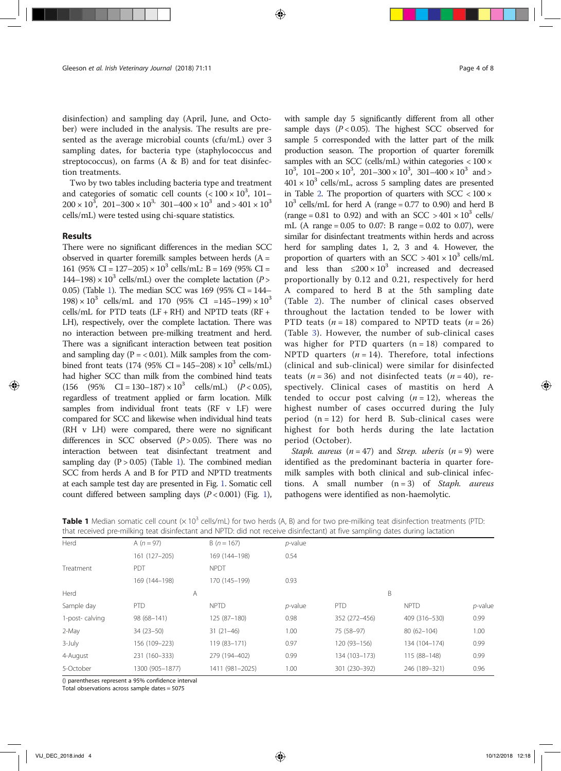disinfection) and sampling day (April, June, and October) were included in the analysis. The results are presented as the average microbial counts (cfu/mL) over 3 sampling dates, for bacteria type (staphylococcus and streptococcus), on farms (A & B) and for teat disinfection treatments.

Two by two tables including bacteria type and treatment and categories of somatic cell counts ($< 100 \times 10^3$, 101–$200 \times 10^3$, 201–$300 \times 10^3$ 301–$400 \times 10^3$ and $> 401 \times 10^3$ cells/mL) were tested using chi-square statistics.

## Results

There were no significant differences in the median SCC observed in quarter foremilk samples between herds (A = 161 (95% CI = 127–205) $\times 10^3$ cells/mL: B = 169 (95% CI = 144–198) $\times 10^3$ cells/mL) over the complete lactation ($P > 0.05$) (Table 1). The median SCC was 169 (95% CI = 144–198) $\times 10^3$ cells/mL and 170 (95% CI =145–199) $\times 10^3$ cells/mL for PTD teats (LF + RH) and NPTD teats (RF + LH), respectively, over the complete lactation. There was no interaction between pre-milking treatment and herd. There was a significant interaction between teat position and sampling day ($P = < 0.01$). Milk samples from the combined front teats (174 (95% CI = 145–208) $\times 10^3$ cells/mL) had higher SCC than milk from the combined hind teats (156 (95% CI = 130–187) $\times 10^3$ cells/mL) ($P < 0.05$), regardless of treatment applied or farm location. Milk samples from individual front teats (RF v LF) were compared for SCC and likewise when individual hind teats (RH v LH) were compared, there were no significant differences in SCC observed ($P > 0.05$). There was no interaction between teat disinfectant treatment and sampling day ($P > 0.05$) (Table 1). The combined median SCC from herds A and B for PTD and NPTD treatments at each sample test day are presented in Fig. 1. Somatic cell count differed between sampling days ($P < 0.001$) (Fig. 1), with sample day 5 significantly different from all other sample days ($P < 0.05$). The highest SCC observed for sample 5 corresponded with the latter part of the milk production season. The proportion of quarter foremilk samples with an SCC (cells/mL) within categories $< 100 \times 10^3$, 101–$200 \times 10^3$, 201–$300 \times 10^3$, 301–$400 \times 10^3$ and $> 401 \times 10^3$ cells/mL, across 5 sampling dates are presented in Table 2. The proportion of quarters with SCC $< 100 \times 10^3$ cells/mL for herd A (range = 0.77 to 0.90) and herd B (range = 0.81 to 0.92) and with an SCC $> 401 \times 10^3$ cells/mL (A range = 0.05 to 0.07: B range = 0.02 to 0.07), were similar for disinfectant treatments within herds and across herd for sampling dates 1, 2, 3 and 4. However, the proportion of quarters with an SCC $> 401 \times 10^3$ cells/mL and less than $\leq 200 \times 10^3$ increased and decreased proportionally by 0.12 and 0.21, respectively for herd A compared to herd B at the 5th sampling date (Table 2). The number of clinical cases observed throughout the lactation tended to be lower with PTD teats ($n = 18$) compared to NPTD teats ($n = 26$) (Table 3). However, the number of sub-clinical cases was higher for PTD quarters ($n = 18$) compared to NPTD quarters ($n = 14$). Therefore, total infections (clinical and sub-clinical) were similar for disinfected teats ($n = 36$) and not disinfected teats ($n = 40$), respectively. Clinical cases of mastitis on herd A tended to occur post calving ($n = 12$), whereas the highest number of cases occurred during the July period ($n = 12$) for herd B. Sub-clinical cases were highest for both herds during the late lactation period (October).

*Staph. aureus* ($n = 47$) and *Strep. uberis* ($n = 9$) were identified as the predominant bacteria in quarter foremilk samples with both clinical and sub-clinical infections. A small number ($n = 3$) of *Staph. aureus* pathogens were identified as non-haemolytic.

**Table 1** Median somatic cell count ($\times 10^3$ cells/mL) for two herds (A, B) and for two pre-milking teat disinfection treatments (PTD: that received pre-milking teat disinfectant and NPTD: did not receive disinfectant) at five sampling dates during lactation

| Herd | A ($n = 97$) | B ($n = 167$) | p-value | | | |
|---|---|---|---|---|---|---|
| | 161 (127–205) | 169 (144–198) | 0.54 | | | |
| Treatment | PDT | NPDT | | | | |
| | 169 (144–198) | 170 (145–199) | 0.93 | | | |
| Herd | A | | | B | | |
| Sample day | PTD | NPTD | p-value | PTD | NPTD | p-value |
| 1-post- calving | 98 (68–141) | 125 (87–180) | 0.98 | 352 (272–456) | 409 (316–530) | 0.99 |
| 2-May | 34 (23–50) | 31 (21–46) | 1.00 | 75 (58–97) | 80 (62–104) | 1.00 |
| 3-July | 156 (109–223) | 119 (83–171) | 0.97 | 120 (93–156) | 134 (104–174) | 0.99 |
| 4-August | 231 (160–333) | 279 (194–402) | 0.99 | 134 (103–173) | 115 (88–148) | 0.99 |
| 5-October | 1300 (905–1877) | 1411 (981–2025) | 1.00 | 301 (230–392) | 246 (189–321) | 0.96 |

() parentheses represent a 95% confidence interval
Total observations across sample dates = 5075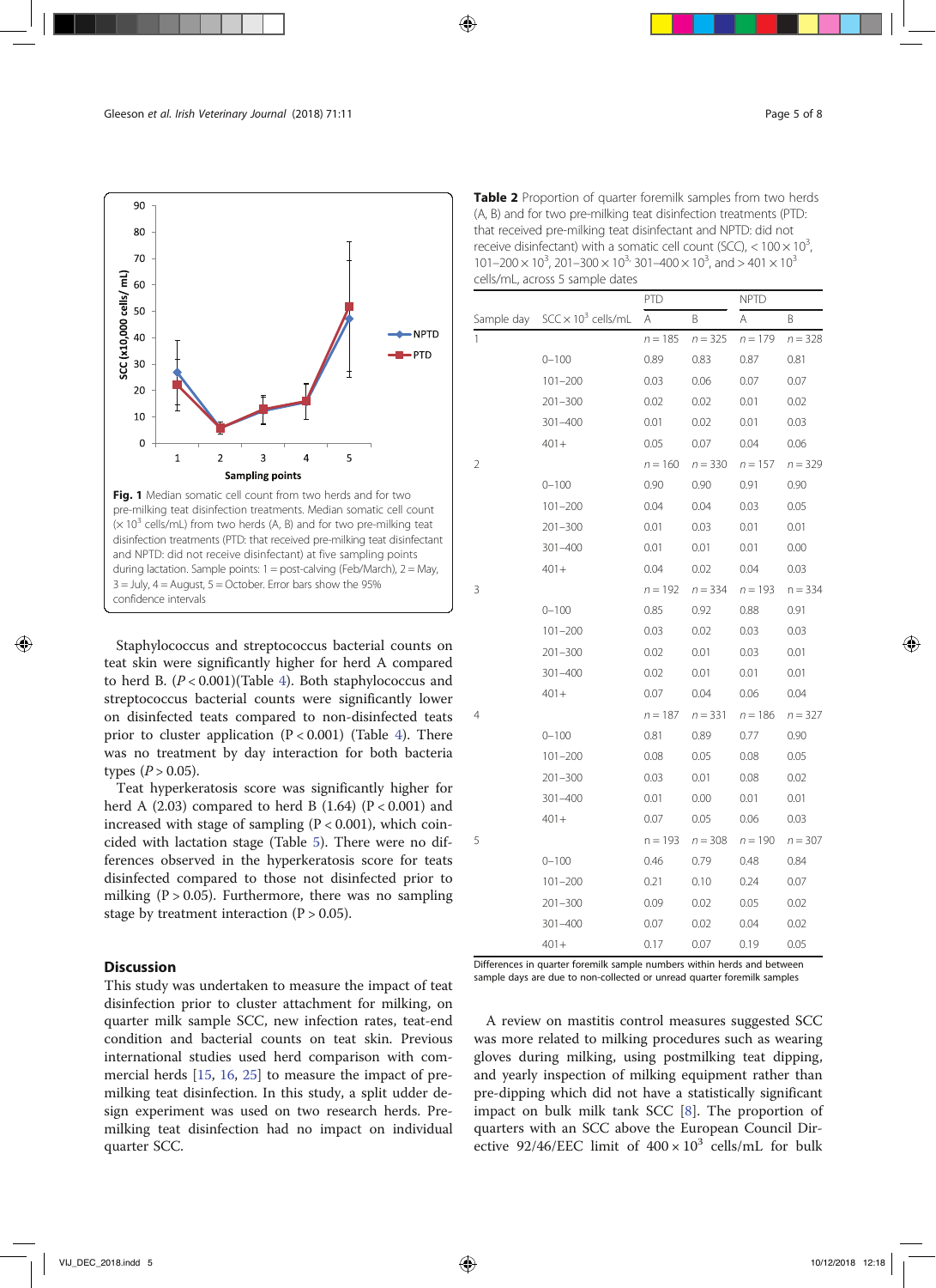Fig. 1 Median somatic cell count from two herds and for two pre-milking teat disinfection treatments. Median somatic cell count ($\times 10^3$ cells/mL) from two herds (A, B) and for two pre-milking teat disinfection treatments (PTD: that received pre-milking teat disinfectant and NPTD: did not receive disinfectant) at five sampling points during lactation. Sample points: 1 = post-calving (Feb/March), 2 = May, 3 = July, 4 = August, 5 = October. Error bars show the 95% confidence intervals

Staphylococcus and streptococcus bacterial counts on teat skin were significantly higher for herd A compared to herd B. ($P < 0.001$)(Table 4). Both staphylococcus and streptococcus bacterial counts were significantly lower on disinfected teats compared to non-disinfected teats prior to cluster application ($P < 0.001$) (Table 4). There was no treatment by day interaction for both bacteria types ($P > 0.05$).

Teat hyperkeratosis score was significantly higher for herd A (2.03) compared to herd B (1.64) ($P < 0.001$) and increased with stage of sampling ($P < 0.001$), which coincided with lactation stage (Table 5). There were no differences observed in the hyperkeratosis score for teats disinfected compared to those not disinfected prior to milking ($P > 0.05$). Furthermore, there was no sampling stage by treatment interaction ($P > 0.05$).

**Table 2** Proportion of quarter foremilk samples from two herds (A, B) and for two pre-milking teat disinfection treatments (PTD: that received pre-milking teat disinfectant and NPTD: did not receive disinfectant) with a somatic cell count (SCC), < $100 \times 10^3$, $101–200 \times 10^3$, $201–300 \times 10^3$, $301–400 \times 10^3$, and > $401 \times 10^3$ cells/mL, across 5 sample dates

| Sample day | SCC $\times 10^3$ cells/mL | PTD | | NPTD | |
|---|---|---|---|---|---|
| | | A | B | A | B |
| 1 | | n = 185 | n = 325 | n = 179 | n = 328 |
| | 0–100 | 0.89 | 0.83 | 0.87 | 0.81 |
| | 101–200 | 0.03 | 0.06 | 0.07 | 0.07 |
| | 201–300 | 0.02 | 0.02 | 0.01 | 0.02 |
| | 301–400 | 0.01 | 0.02 | 0.01 | 0.03 |
| | 401+ | 0.05 | 0.07 | 0.04 | 0.06 |
| 2 | | n = 160 | n = 330 | n = 157 | n = 329 |
| | 0–100 | 0.90 | 0.90 | 0.91 | 0.90 |
| | 101–200 | 0.04 | 0.04 | 0.03 | 0.05 |
| | 201–300 | 0.01 | 0.03 | 0.01 | 0.01 |
| | 301–400 | 0.01 | 0.01 | 0.01 | 0.00 |
| | 401+ | 0.04 | 0.02 | 0.04 | 0.03 |
| 3 | | n = 192 | n = 334 | n = 193 | n = 334 |
| | 0–100 | 0.85 | 0.92 | 0.88 | 0.91 |
| | 101–200 | 0.03 | 0.02 | 0.03 | 0.03 |
| | 201–300 | 0.02 | 0.01 | 0.03 | 0.01 |
| | 301–400 | 0.02 | 0.01 | 0.01 | 0.01 |
| | 401+ | 0.07 | 0.04 | 0.06 | 0.04 |
| 4 | | n = 187 | n = 331 | n = 186 | n = 327 |
| | 0–100 | 0.81 | 0.89 | 0.77 | 0.90 |
| | 101–200 | 0.08 | 0.05 | 0.08 | 0.05 |
| | 201–300 | 0.03 | 0.01 | 0.08 | 0.02 |
| | 301–400 | 0.01 | 0.00 | 0.01 | 0.01 |
| | 401+ | 0.07 | 0.05 | 0.06 | 0.03 |
| 5 | | n = 193 | n = 308 | n = 190 | n = 307 |
| | 0–100 | 0.46 | 0.79 | 0.48 | 0.84 |
| | 101–200 | 0.21 | 0.10 | 0.24 | 0.07 |
| | 201–300 | 0.09 | 0.02 | 0.05 | 0.02 |
| | 301–400 | 0.07 | 0.02 | 0.04 | 0.02 |
| | 401+ | 0.17 | 0.07 | 0.19 | 0.05 |

Differences in quarter foremilk sample numbers within herds and between sample days are due to non-collected or unread quarter foremilk samples

## Discussion

This study was undertaken to measure the impact of teat disinfection prior to cluster attachment for milking, on quarter milk sample SCC, new infection rates, teat-end condition and bacterial counts on teat skin. Previous international studies used herd comparison with commercial herds [15, 16, 25] to measure the impact of pre-milking teat disinfection. In this study, a split udder design experiment was used on two research herds. Pre-milking teat disinfection had no impact on individual quarter SCC.

A review on mastitis control measures suggested SCC was more related to milking procedures such as wearing gloves during milking, using postmilking teat dipping, and yearly inspection of milking equipment rather than pre-dipping which did not have a statistically significant impact on bulk milk tank SCC [8]. The proportion of quarters with an SCC above the European Council Directive 92/46/EEC limit of $400 \times 10^3$ cells/mL for bulk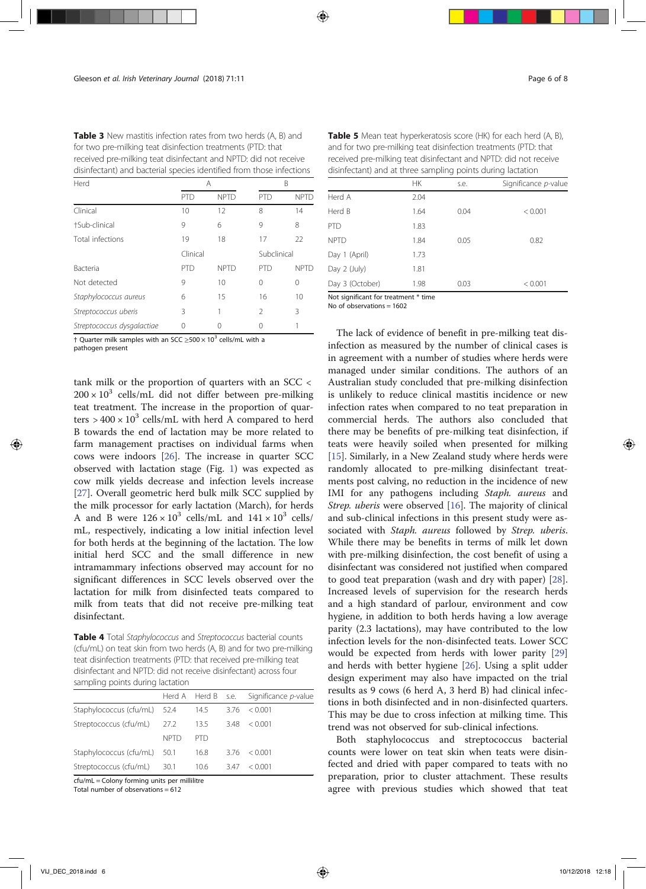**Table 3** New mastitis infection rates from two herds (A, B) and for two pre-milking teat disinfection treatments (PTD: that received pre-milking teat disinfectant and NPTD: did not receive disinfectant) and bacterial species identified from those infections

| Herd | A | | B | |
|---|---|---|---|---|
| | PTD | NPTD | PTD | NPTD |
| Clinical | 10 | 12 | 8 | 14 |
| †Sub-clinical | 9 | 6 | 9 | 8 |
| Total infections | 19 | 18 | 17 | 22 |
| | Clinical | | Subclinical | |
| Bacteria | PTD | NPTD | PTD | NPTD |
| Not detected | 9 | 10 | 0 | 0 |
| *Staphylococcus aureus* | 6 | 15 | 16 | 10 |
| *Streptococcus uberis* | 3 | 1 | 2 | 3 |
| *Streptococcus dysgalactiae* | 0 | 0 | 0 | 1 |

† Quarter milk samples with an SCC $\geq 500 \times 10^3$ cells/mL with a pathogen present

tank milk or the proportion of quarters with an SCC < $200 \times 10^3$ cells/mL did not differ between pre-milking teat treatment. The increase in the proportion of quarters > $400 \times 10^3$ cells/mL with herd A compared to herd B towards the end of lactation may be more related to farm management practises on individual farms when cows were indoors [26]. The increase in quarter SCC observed with lactation stage (Fig. 1) was expected as cow milk yields decrease and infection levels increase [27]. Overall geometric herd bulk milk SCC supplied by the milk processor for early lactation (March), for herds A and B were $126 \times 10^3$ cells/mL and $141 \times 10^3$ cells/mL, respectively, indicating a low initial infection level for both herds at the beginning of the lactation. The low initial herd SCC and the small difference in new intramammary infections observed may account for no significant differences in SCC levels observed over the lactation for milk from disinfected teats compared to milk from teats that did not receive pre-milking teat disinfectant.

**Table 4** Total *Staphylococcus* and *Streptococcus* bacterial counts (cfu/mL) on teat skin from two herds (A, B) and for two pre-milking teat disinfection treatments (PTD: that received pre-milking teat disinfectant and NPTD: did not receive disinfectant) across four sampling points during lactation

| | Herd A | Herd B | s.e. | Significance *p*-value |
|---|---|---|---|---|
| Staphylococcus (cfu/mL) | 52.4 | 14.5 | 3.76 | < 0.001 |
| Streptococcus (cfu/mL) | 27.2 | 13.5 | 3.48 | < 0.001 |
| | NPTD | PTD | | |
| Staphylococcus (cfu/mL) | 50.1 | 16.8 | 3.76 | < 0.001 |
| Streptococcus (cfu/mL) | 30.1 | 10.6 | 3.47 | < 0.001 |

cfu/mL = Colony forming units per millilitre
Total number of observations = 612

**Table 5** Mean teat hyperkeratosis score (HK) for each herd (A, B), and for two pre-milking teat disinfection treatments (PTD: that received pre-milking teat disinfectant and NPTD: did not receive disinfectant) and at three sampling points during lactation

| | HK | s.e. | Significance *p*-value |
|---|---|---|---|
| Herd A | 2.04 | | |
| Herd B | 1.64 | 0.04 | < 0.001 |
| PTD | 1.83 | | |
| NPTD | 1.84 | 0.05 | 0.82 |
| Day 1 (April) | 1.73 | | |
| Day 2 (July) | 1.81 | | |
| Day 3 (October) | 1.98 | 0.03 | < 0.001 |

Not significant for treatment * time
No of observations = 1602

The lack of evidence of benefit in pre-milking teat disinfection as measured by the number of clinical cases is in agreement with a number of studies where herds were managed under similar conditions. The authors of an Australian study concluded that pre-milking disinfection is unlikely to reduce clinical mastitis incidence or new infection rates when compared to no teat preparation in commercial herds. The authors also concluded that there may be benefits of pre-milking teat disinfection, if teats were heavily soiled when presented for milking [15]. Similarly, in a New Zealand study where herds were randomly allocated to pre-milking disinfectant treatments post calving, no reduction in the incidence of new IMI for any pathogens including *Staph. aureus* and *Strep. uberis* were observed [16]. The majority of clinical and sub-clinical infections in this present study were associated with *Staph. aureus* followed by *Strep. uberis*. While there may be benefits in terms of milk let down with pre-milking disinfection, the cost benefit of using a disinfectant was considered not justified when compared to good teat preparation (wash and dry with paper) [28]. Increased levels of supervision for the research herds and a high standard of parlour, environment and cow hygiene, in addition to both herds having a low average parity (2.3 lactations), may have contributed to the low infection levels for the non-disinfected teats. Lower SCC would be expected from herds with lower parity [29] and herds with better hygiene [26]. Using a split udder design experiment may also have impacted on the trial results as 9 cows (6 herd A, 3 herd B) had clinical infections in both disinfected and in non-disinfected quarters. This may be due to cross infection at milking time. This trend was not observed for sub-clinical infections.

Both staphylococcus and streptococcus bacterial counts were lower on teat skin with lower average counts when teats were disinfected and dried with paper compared to teats with no preparation, prior to cluster attachment. These results agree with previous studies which showed that teat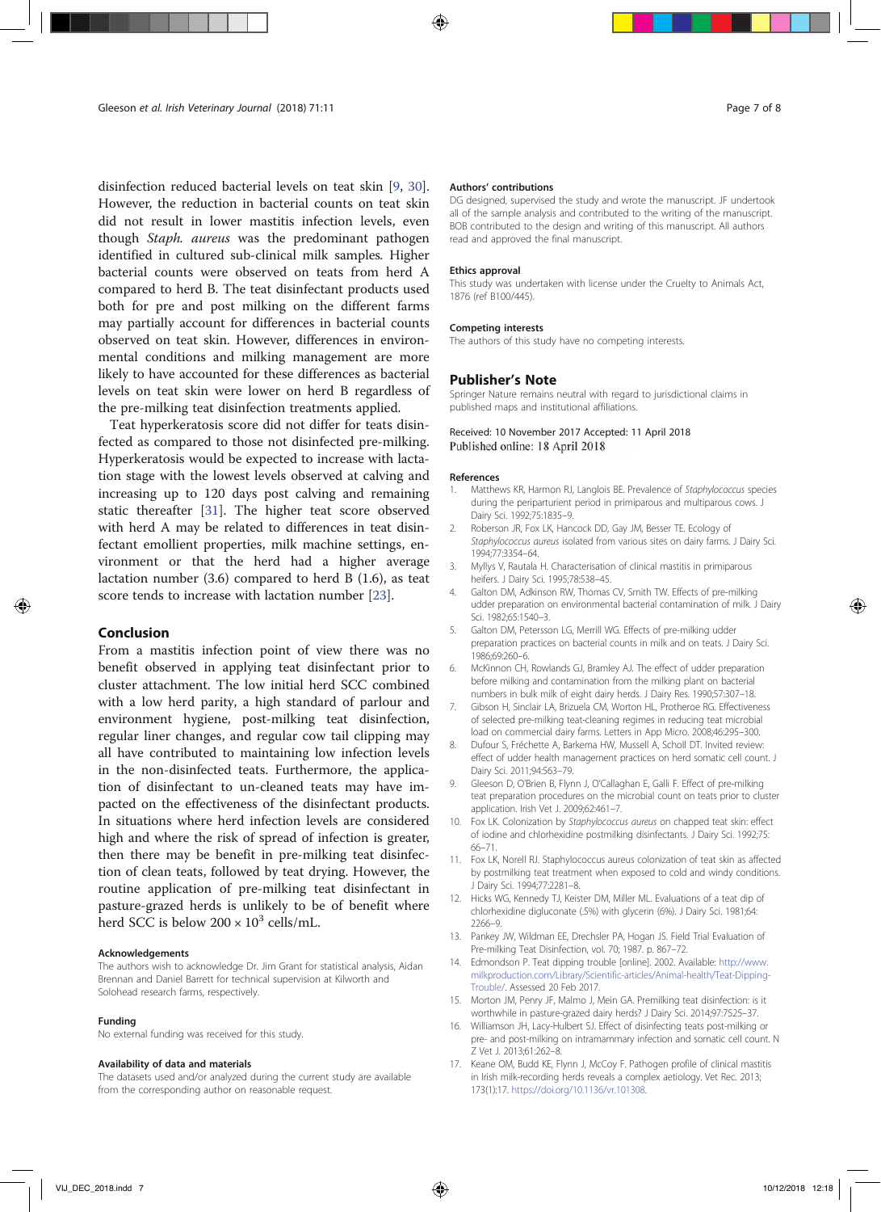disinfection reduced bacterial levels on teat skin [9, 30]. However, the reduction in bacterial counts on teat skin did not result in lower mastitis infection levels, even though *Staph. aureus* was the predominant pathogen identified in cultured sub-clinical milk samples. Higher bacterial counts were observed on teats from herd A compared to herd B. The teat disinfectant products used both for pre and post milking on the different farms may partially account for differences in bacterial counts observed on teat skin. However, differences in environmental conditions and milking management are more likely to have accounted for these differences as bacterial levels on teat skin were lower on herd B regardless of the pre-milking teat disinfection treatments applied.

Teat hyperkeratosis score did not differ for teats disinfected as compared to those not disinfected pre-milking. Hyperkeratosis would be expected to increase with lactation stage with the lowest levels observed at calving and increasing up to 120 days post calving and remaining static thereafter [31]. The higher teat score observed with herd A may be related to differences in teat disinfectant emollient properties, milk machine settings, environment or that the herd had a higher average lactation number (3.6) compared to herd B (1.6), as teat score tends to increase with lactation number [23].

## Conclusion

From a mastitis infection point of view there was no benefit observed in applying teat disinfectant prior to cluster attachment. The low initial herd SCC combined with a low herd parity, a high standard of parlour and environment hygiene, post-milking teat disinfection, regular liner changes, and regular cow tail clipping may all have contributed to maintaining low infection levels in the non-disinfected teats. Furthermore, the application of disinfectant to un-cleaned teats may have impacted on the effectiveness of the disinfectant products. In situations where herd infection levels are considered high and where the risk of spread of infection is greater, then there may be benefit in pre-milking teat disinfection of clean teats, followed by teat drying. However, the routine application of pre-milking teat disinfectant in pasture-grazed herds is unlikely to be of benefit where herd SCC is below $200 \times 10^3$ cells/mL.

#### Acknowledgements

The authors wish to acknowledge Dr. Jim Grant for statistical analysis, Aidan Brennan and Daniel Barrett for technical supervision at Kilworth and Solohead research farms, respectively.

#### Funding

No external funding was received for this study.

#### Availability of data and materials

The datasets used and/or analyzed during the current study are available from the corresponding author on reasonable request.

#### Authors' contributions

DG designed, supervised the study and wrote the manuscript. JF undertook all of the sample analysis and contributed to the writing of the manuscript. BOB contributed to the design and writing of this manuscript. All authors read and approved the final manuscript.

#### Ethics approval

This study was undertaken with license under the Cruelty to Animals Act, 1876 (ref B100/445).

#### Competing interests

The authors of this study have no competing interests.

## Publisher's Note

Springer Nature remains neutral with regard to jurisdictional claims in published maps and institutional affiliations.

Received: 10 November 2017 Accepted: 11 April 2018
Published online: 18 April 2018

#### References

1. Matthews KR, Harmon RJ, Langlois BE. Prevalence of *Staphylococcus* species during the periparturient period in primiparous and multiparous cows. J Dairy Sci. 1992;75:1835–9.
2. Roberson JR, Fox LK, Hancock DD, Gay JM, Besser TE. Ecology of *Staphylococcus aureus* isolated from various sites on dairy farms. J Dairy Sci. 1994;77:3354–64.
3. Myllys V, Rautala H. Characterisation of clinical mastitis in primiparous heifers. J Dairy Sci. 1995;78:538–45.
4. Galton DM, Adkinson RW, Thomas CV, Smith TW. Effects of pre-milking udder preparation on environmental bacterial contamination of milk. J Dairy Sci. 1982;65:1540–3.
5. Galton DM, Petersson LG, Merrill WG. Effects of pre-milking udder preparation practices on bacterial counts in milk and on teats. J Dairy Sci. 1986;69:260–6.
6. McKinnon CH, Rowlands GJ, Bramley AJ. The effect of udder preparation before milking and contamination from the milking plant on bacterial numbers in bulk milk of eight dairy herds. J Dairy Res. 1990;57:307–18.
7. Gibson H, Sinclair LA, Brizuela CM, Worton HL, Protheroe RG. Effectiveness of selected pre-milking teat-cleaning regimes in reducing teat microbial load on commercial dairy farms. Letters in App Micro. 2008;46:295–300.
8. Dufour S, Fréchette A, Barkema HW, Mussell A, Scholl DT. Invited review: effect of udder health management practices on herd somatic cell count. J Dairy Sci. 2011;94:563–79.
9. Gleeson D, O'Brien B, Flynn J, O'Callaghan E, Galli F. Effect of pre-milking teat preparation procedures on the microbial count on teats prior to cluster application. Irish Vet J. 2009;62:461–7.
10. Fox LK. Colonization by *Staphylococcus aureus* on chapped teat skin: effect of iodine and chlorhexidine postmilking disinfectants. J Dairy Sci. 1992;75:66–71.
11. Fox LK, Norell RJ. Staphylococcus aureus colonization of teat skin as affected by postmilking teat treatment when exposed to cold and windy conditions. J Dairy Sci. 1994;77:2281–8.
12. Hicks WG, Kennedy TJ, Keister DM, Miller ML. Evaluations of a teat dip of chlorhexidine digluconate (.5%) with glycerin (6%). J Dairy Sci. 1981;64:2266–9.
13. Pankey JW, Wildman EE, Drechsler PA, Hogan JS. Field Trial Evaluation of Pre-milking Teat Disinfection, vol. 70; 1987. p. 867–72.
14. Edmondson P. Teat dipping trouble [online]. 2002. Available: http://www.milkproduction.com/Library/Scientific-articles/Animal-health/Teat-Dipping-Trouble/. Assessed 20 Feb 2017.
15. Morton JM, Penry JF, Malmo J, Mein GA. Premilking teat disinfection: is it worthwhile in pasture-grazed dairy herds? J Dairy Sci. 2014;97:7525–37.
16. Williamson JH, Lacy-Hulbert SJ. Effect of disinfecting teats post-milking or pre- and post-milking on intramammary infection and somatic cell count. N Z Vet J. 2013;61:262–8.
17. Keane OM, Budd KE, Flynn J, McCoy F. Pathogen profile of clinical mastitis in Irish milk-recording herds reveals a complex aetiology. Vet Rec. 2013;173(1):17. https://doi.org/10.1136/vr.101308.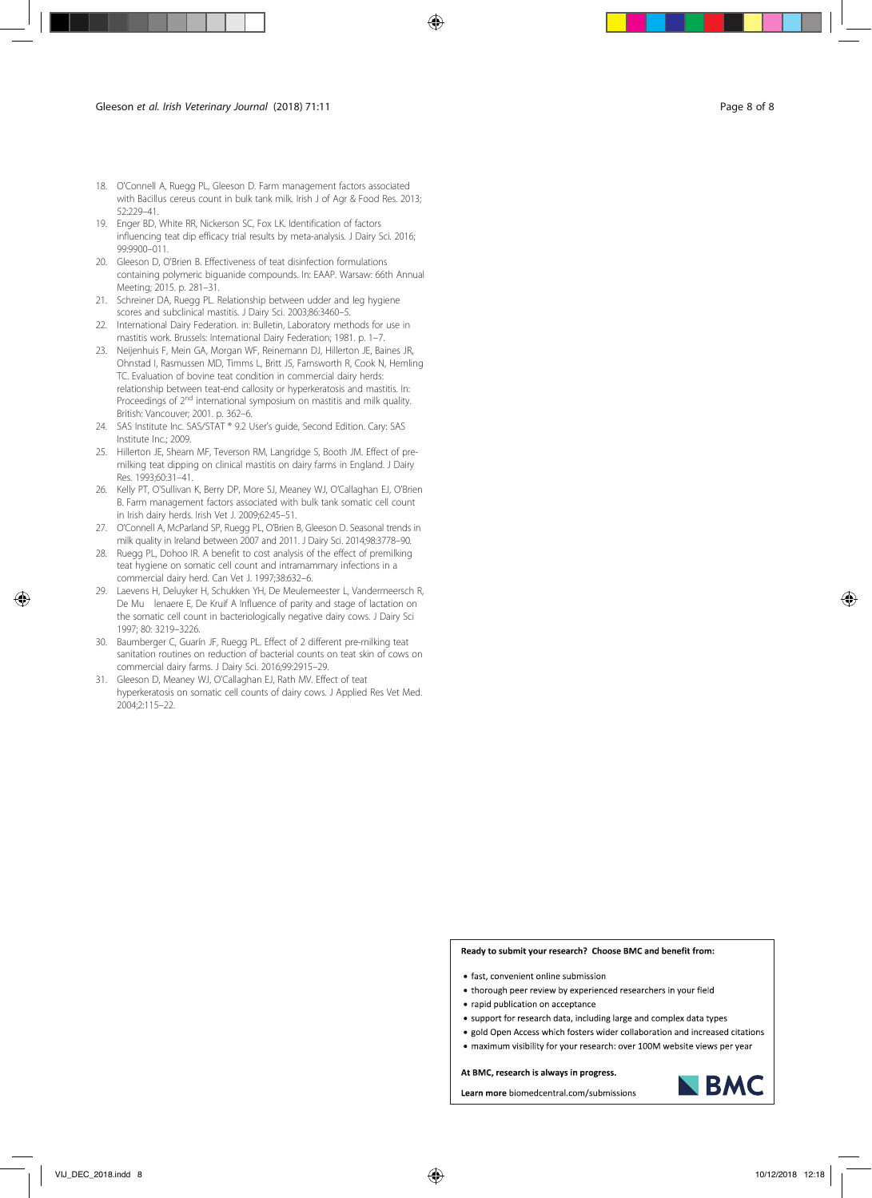18. O'Connell A, Ruegg PL, Gleeson D. Farm management factors associated with Bacillus cereus count in bulk tank milk. Irish J of Agr & Food Res. 2013; 52:229–41.
19. Enger BD, White RR, Nickerson SC, Fox LK. Identification of factors influencing teat dip efficacy trial results by meta-analysis. J Dairy Sci. 2016; 99:9900–011.
20. Gleeson D, O'Brien B. Effectiveness of teat disinfection formulations containing polymeric biguanide compounds. In: EAAP. Warsaw: 66th Annual Meeting; 2015. p. 281–31.
21. Schreiner DA, Ruegg PL. Relationship between udder and leg hygiene scores and subclinical mastitis. J Dairy Sci. 2003;86:3460–5.
22. International Dairy Federation. in: Bulletin, Laboratory methods for use in mastitis work. Brussels: International Dairy Federation; 1981. p. 1–7.
23. Neijenhuis F, Mein GA, Morgan WF, Reinemann DJ, Hillerton JE, Baines JR, Ohnstad I, Rasmussen MD, Timms L, Britt JS, Farnsworth R, Cook N, Hemling TC. Evaluation of bovine teat condition in commercial dairy herds: relationship between teat-end callosity or hyperkeratosis and mastitis. In: Proceedings of 2nd international symposium on mastitis and milk quality. British: Vancouver; 2001. p. 362–6.
24. SAS Institute Inc. SAS/STAT ® 9.2 User's guide, Second Edition. Cary: SAS Institute Inc.; 2009.
25. Hillerton JE, Shearn MF, Teverson RM, Langridge S, Booth JM. Effect of pre-milking teat dipping on clinical mastitis on dairy farms in England. J Dairy Res. 1993;60:31–41.
26. Kelly PT, O'Sullivan K, Berry DP, More SJ, Meaney WJ, O'Callaghan EJ, O'Brien B. Farm management factors associated with bulk tank somatic cell count in Irish dairy herds. Irish Vet J. 2009;62:45–51.
27. O'Connell A, McParland SP, Ruegg PL, O'Brien B, Gleeson D. Seasonal trends in milk quality in Ireland between 2007 and 2011. J Dairy Sci. 2014;98:3778–90.
28. Ruegg PL, Dohoo IR. A benefit to cost analysis of the effect of premilking teat hygiene on somatic cell count and intramammary infections in a commercial dairy herd. Can Vet J. 1997;38:632–6.
29. Laevens H, Deluyker H, Schukken YH, De Meulemeester L, Vandermeersch R, De Mu lenaere E, De Kruif A Influence of parity and stage of lactation on the somatic cell count in bacteriologically negative dairy cows. J Dairy Sci 1997; 80: 3219–3226.
30. Baumberger C, Guarín JF, Ruegg PL. Effect of 2 different pre-milking teat sanitation routines on reduction of bacterial counts on teat skin of cows on commercial dairy farms. J Dairy Sci. 2016;99:2915–29.
31. Gleeson D, Meaney WJ, O'Callaghan EJ, Rath MV. Effect of teat hyperkeratosis on somatic cell counts of dairy cows. J Applied Res Vet Med. 2004;2:115–22.

**Ready to submit your research? Choose BMC and benefit from:**

- fast, convenient online submission
- thorough peer review by experienced researchers in your field
- rapid publication on acceptance
- support for research data, including large and complex data types
- gold Open Access which fosters wider collaboration and increased citations
- maximum visibility for your research: over 100M website views per year

**At BMC, research is always in progress.**

**Learn more** biomedcentral.com/submissions

BMC